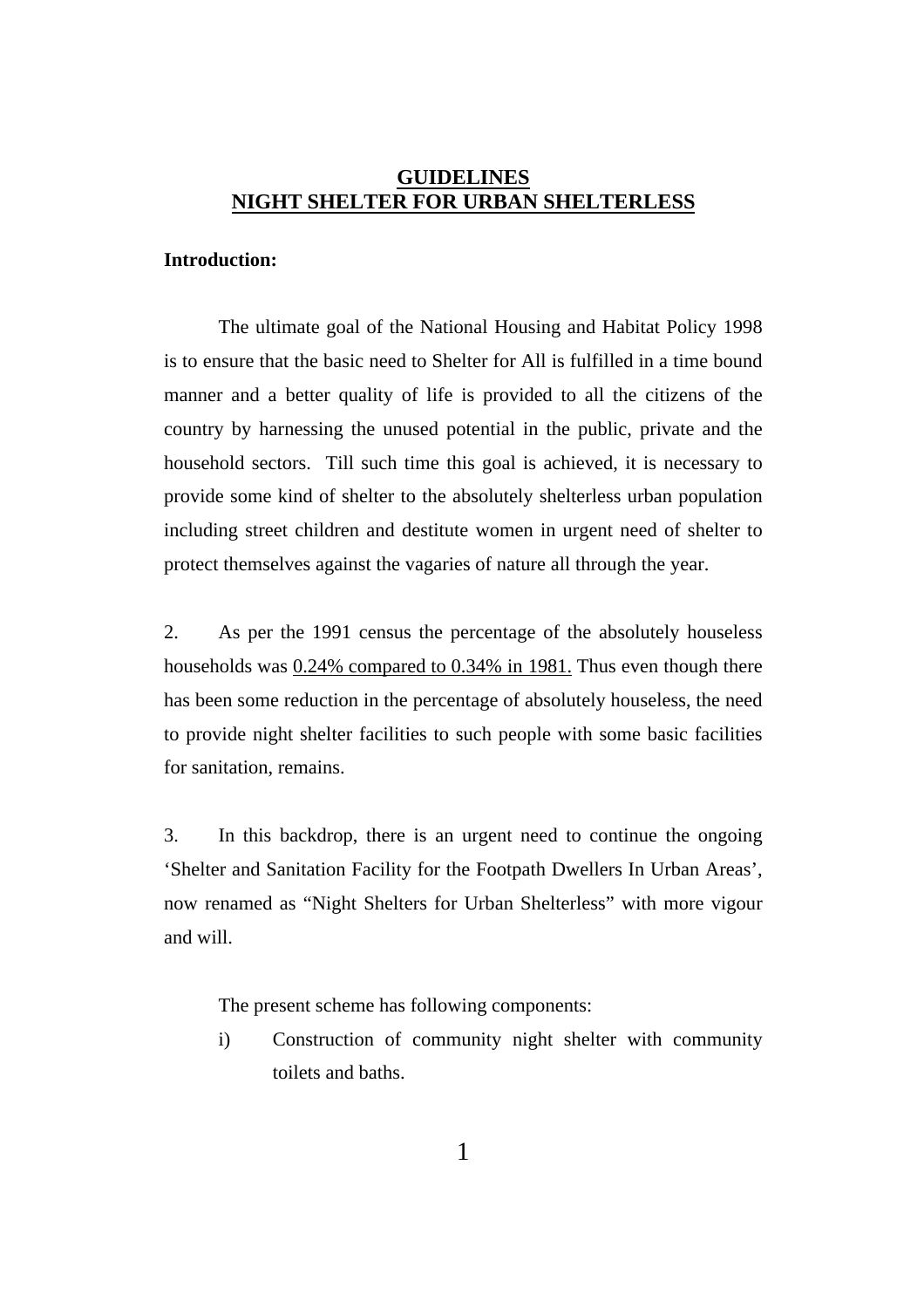# GUIDELINES
# NIGHT SHELTER FOR URBAN SHELTERLESS

**Introduction:**

The ultimate goal of the National Housing and Habitat Policy 1998 is to ensure that the basic need to Shelter for All is fulfilled in a time bound manner and a better quality of life is provided to all the citizens of the country by harnessing the unused potential in the public, private and the household sectors. Till such time this goal is achieved, it is necessary to provide some kind of shelter to the absolutely shelterless urban population including street children and destitute women in urgent need of shelter to protect themselves against the vagaries of nature all through the year.

2. As per the 1991 census the percentage of the absolutely houseless households was <u>0.24% compared to 0.34% in 1981.</u> Thus even though there has been some reduction in the percentage of absolutely houseless, the need to provide night shelter facilities to such people with some basic facilities for sanitation, remains.

3. In this backdrop, there is an urgent need to continue the ongoing 'Shelter and Sanitation Facility for the Footpath Dwellers In Urban Areas', now renamed as "Night Shelters for Urban Shelterless" with more vigour and will.

The present scheme has following components:

i) Construction of community night shelter with community toilets and baths.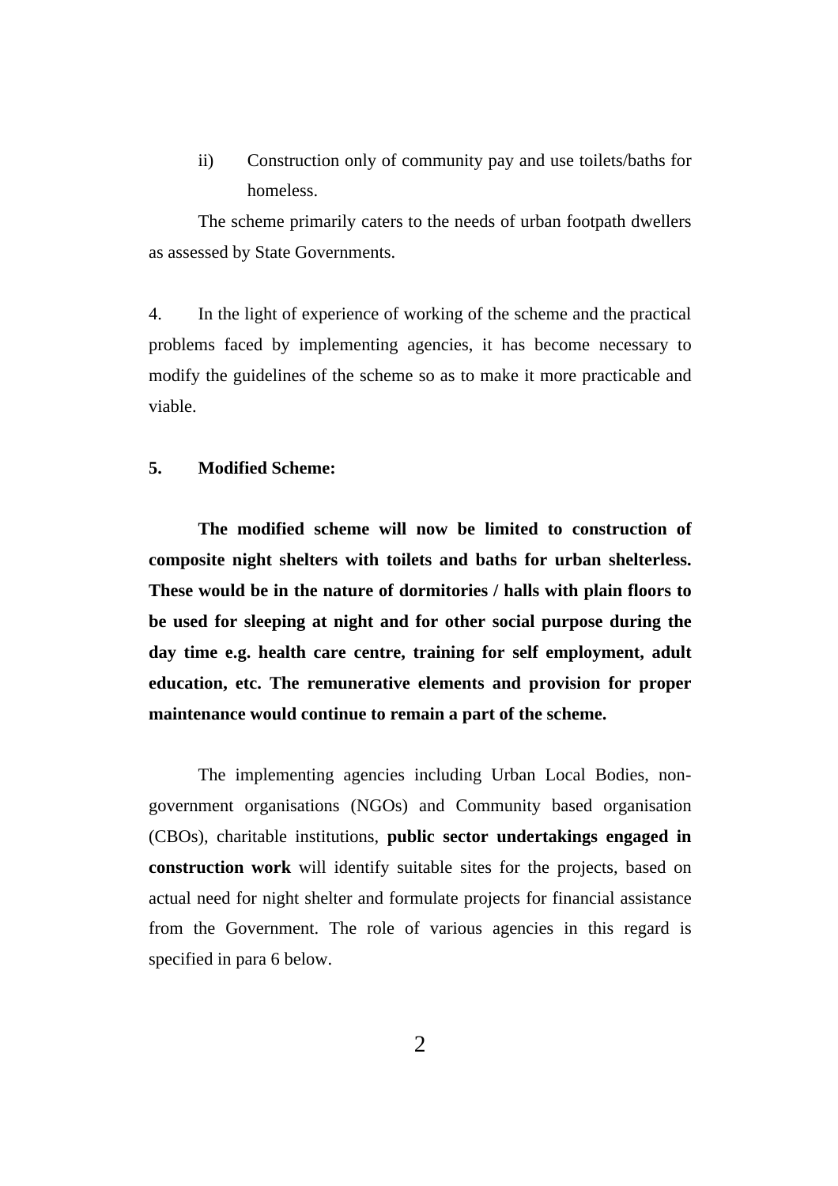ii) Construction only of community pay and use toilets/baths for homeless.

The scheme primarily caters to the needs of urban footpath dwellers as assessed by State Governments.

4. In the light of experience of working of the scheme and the practical problems faced by implementing agencies, it has become necessary to modify the guidelines of the scheme so as to make it more practicable and viable.

**5. Modified Scheme:**

**The modified scheme will now be limited to construction of composite night shelters with toilets and baths for urban shelterless. These would be in the nature of dormitories / halls with plain floors to be used for sleeping at night and for other social purpose during the day time e.g. health care centre, training for self employment, adult education, etc. The remunerative elements and provision for proper maintenance would continue to remain a part of the scheme.**

The implementing agencies including Urban Local Bodies, non-government organisations (NGOs) and Community based organisation (CBOs), charitable institutions, **public sector undertakings engaged in construction work** will identify suitable sites for the projects, based on actual need for night shelter and formulate projects for financial assistance from the Government. The role of various agencies in this regard is specified in para 6 below.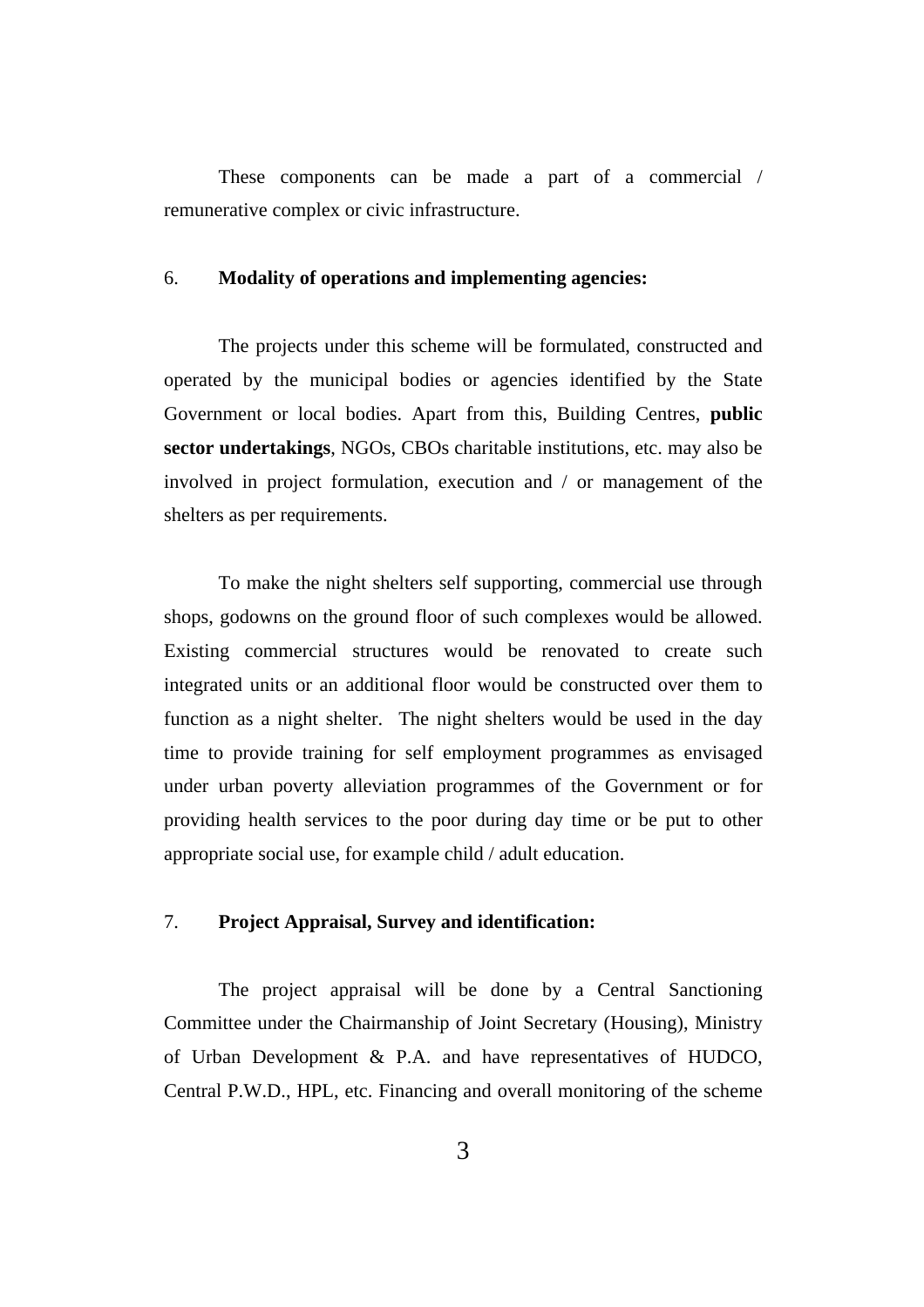These components can be made a part of a commercial / remunerative complex or civic infrastructure.

## 6. Modality of operations and implementing agencies:

The projects under this scheme will be formulated, constructed and operated by the municipal bodies or agencies identified by the State Government or local bodies. Apart from this, Building Centres, **public sector undertakings**, NGOs, CBOs charitable institutions, etc. may also be involved in project formulation, execution and / or management of the shelters as per requirements.

To make the night shelters self supporting, commercial use through shops, godowns on the ground floor of such complexes would be allowed. Existing commercial structures would be renovated to create such integrated units or an additional floor would be constructed over them to function as a night shelter. The night shelters would be used in the day time to provide training for self employment programmes as envisaged under urban poverty alleviation programmes of the Government or for providing health services to the poor during day time or be put to other appropriate social use, for example child / adult education.

## 7. Project Appraisal, Survey and identification:

The project appraisal will be done by a Central Sanctioning Committee under the Chairmanship of Joint Secretary (Housing), Ministry of Urban Development & P.A. and have representatives of HUDCO, Central P.W.D., HPL, etc. Financing and overall monitoring of the scheme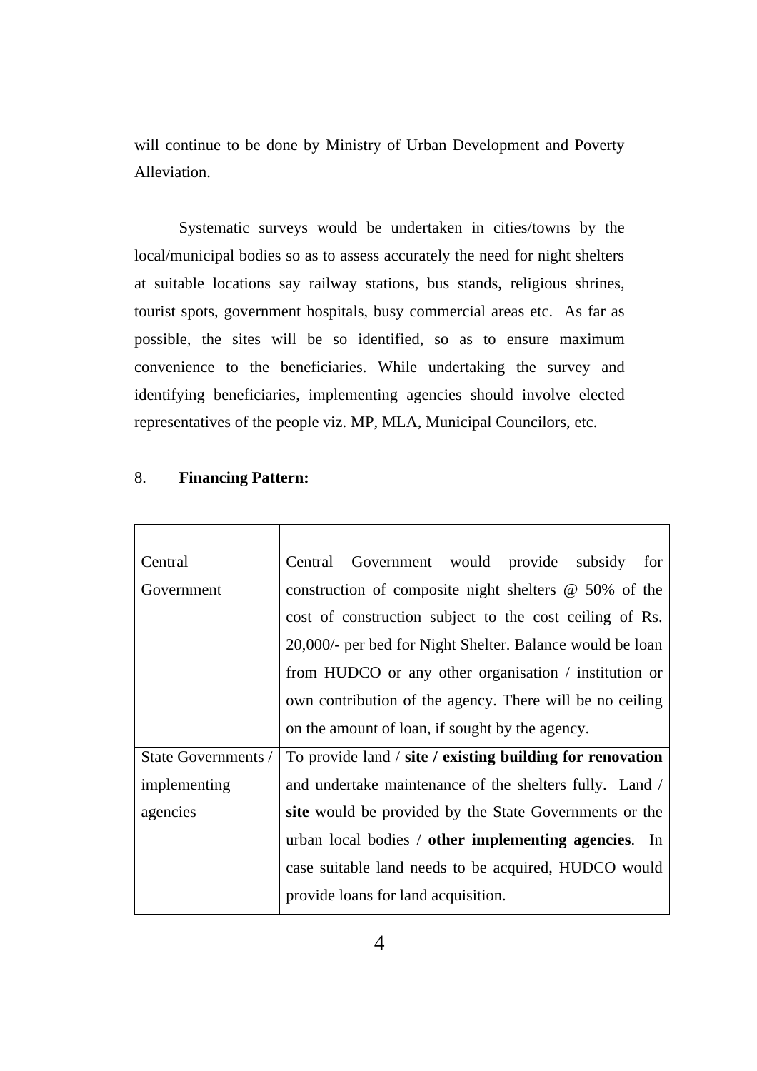will continue to be done by Ministry of Urban Development and Poverty Alleviation.

Systematic surveys would be undertaken in cities/towns by the local/municipal bodies so as to assess accurately the need for night shelters at suitable locations say railway stations, bus stands, religious shrines, tourist spots, government hospitals, busy commercial areas etc. As far as possible, the sites will be so identified, so as to ensure maximum convenience to the beneficiaries. While undertaking the survey and identifying beneficiaries, implementing agencies should involve elected representatives of the people viz. MP, MLA, Municipal Councilors, etc.

8. **Financing Pattern:**

| | |
|---|---|
| Central Government | Central Government would provide subsidy for construction of composite night shelters @ 50% of the cost of construction subject to the cost ceiling of Rs. 20,000/- per bed for Night Shelter. Balance would be loan from HUDCO or any other organisation / institution or own contribution of the agency. There will be no ceiling on the amount of loan, if sought by the agency. |
| State Governments / implementing agencies | To provide land / **site / existing building for renovation** and undertake maintenance of the shelters fully. Land / **site** would be provided by the State Governments or the urban local bodies / **other implementing agencies**. In case suitable land needs to be acquired, HUDCO would provide loans for land acquisition. |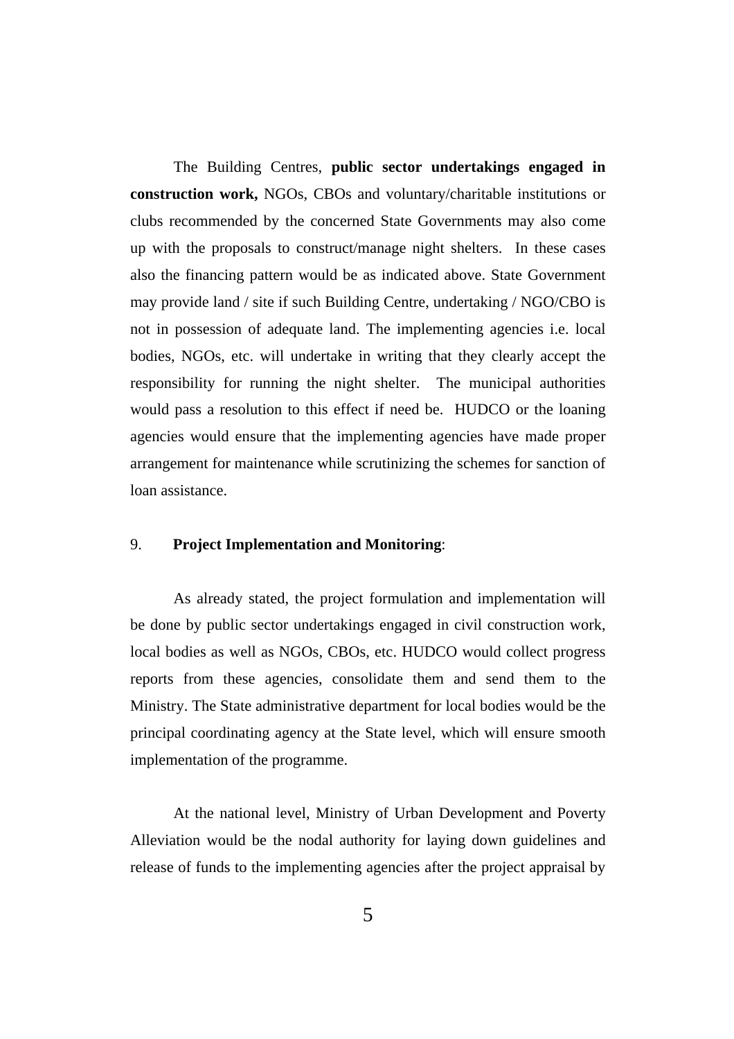The Building Centres, **public sector undertakings engaged in construction work,** NGOs, CBOs and voluntary/charitable institutions or clubs recommended by the concerned State Governments may also come up with the proposals to construct/manage night shelters. In these cases also the financing pattern would be as indicated above. State Government may provide land / site if such Building Centre, undertaking / NGO/CBO is not in possession of adequate land. The implementing agencies i.e. local bodies, NGOs, etc. will undertake in writing that they clearly accept the responsibility for running the night shelter. The municipal authorities would pass a resolution to this effect if need be. HUDCO or the loaning agencies would ensure that the implementing agencies have made proper arrangement for maintenance while scrutinizing the schemes for sanction of loan assistance.

## 9. **Project Implementation and Monitoring**:

As already stated, the project formulation and implementation will be done by public sector undertakings engaged in civil construction work, local bodies as well as NGOs, CBOs, etc. HUDCO would collect progress reports from these agencies, consolidate them and send them to the Ministry. The State administrative department for local bodies would be the principal coordinating agency at the State level, which will ensure smooth implementation of the programme.

At the national level, Ministry of Urban Development and Poverty Alleviation would be the nodal authority for laying down guidelines and release of funds to the implementing agencies after the project appraisal by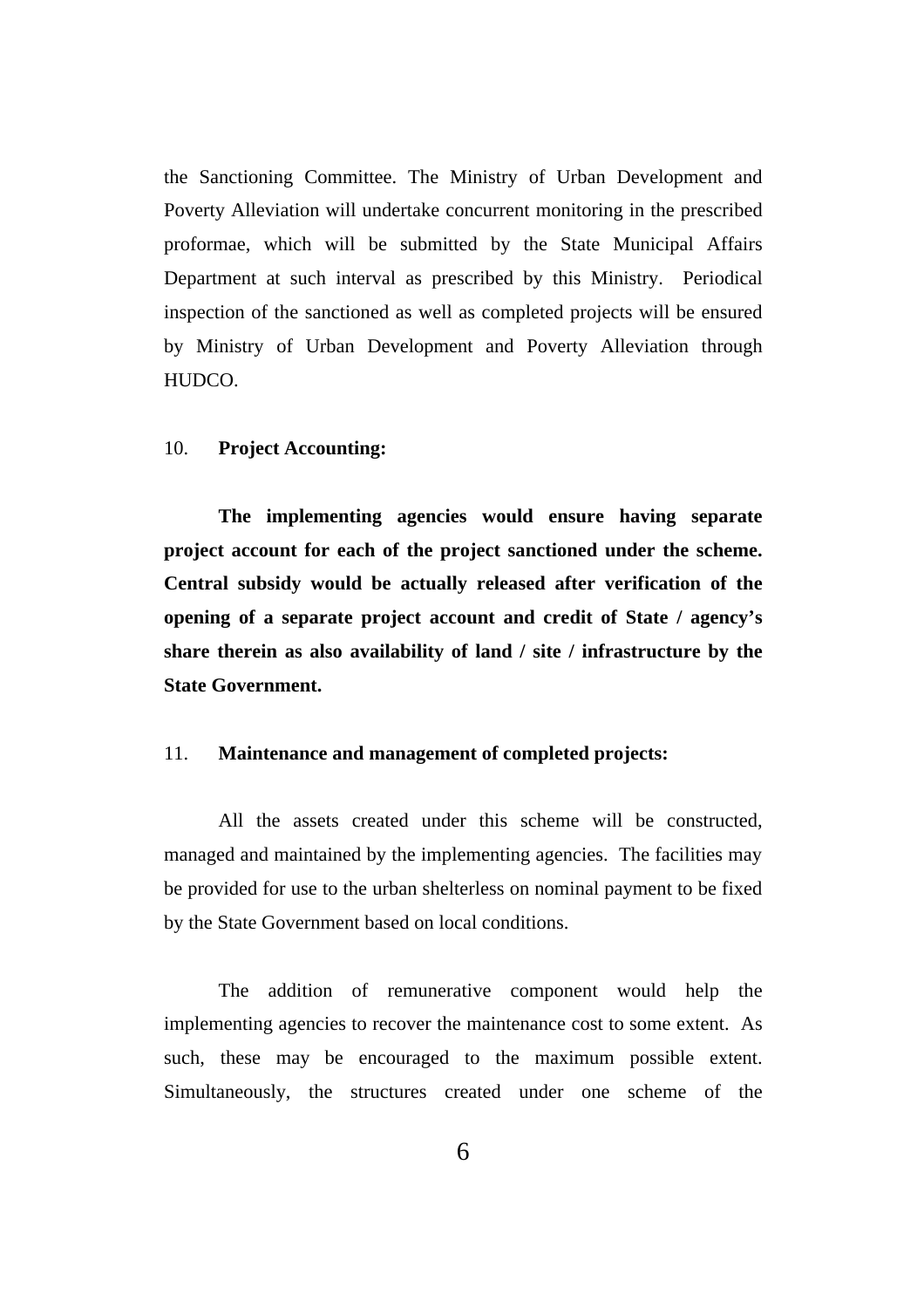the Sanctioning Committee. The Ministry of Urban Development and Poverty Alleviation will undertake concurrent monitoring in the prescribed proformae, which will be submitted by the State Municipal Affairs Department at such interval as prescribed by this Ministry. Periodical inspection of the sanctioned as well as completed projects will be ensured by Ministry of Urban Development and Poverty Alleviation through HUDCO.

10. **Project Accounting:**

**The implementing agencies would ensure having separate project account for each of the project sanctioned under the scheme. Central subsidy would be actually released after verification of the opening of a separate project account and credit of State / agency's share therein as also availability of land / site / infrastructure by the State Government.**

11. **Maintenance and management of completed projects:**

All the assets created under this scheme will be constructed, managed and maintained by the implementing agencies. The facilities may be provided for use to the urban shelterless on nominal payment to be fixed by the State Government based on local conditions.

The addition of remunerative component would help the implementing agencies to recover the maintenance cost to some extent. As such, these may be encouraged to the maximum possible extent. Simultaneously, the structures created under one scheme of the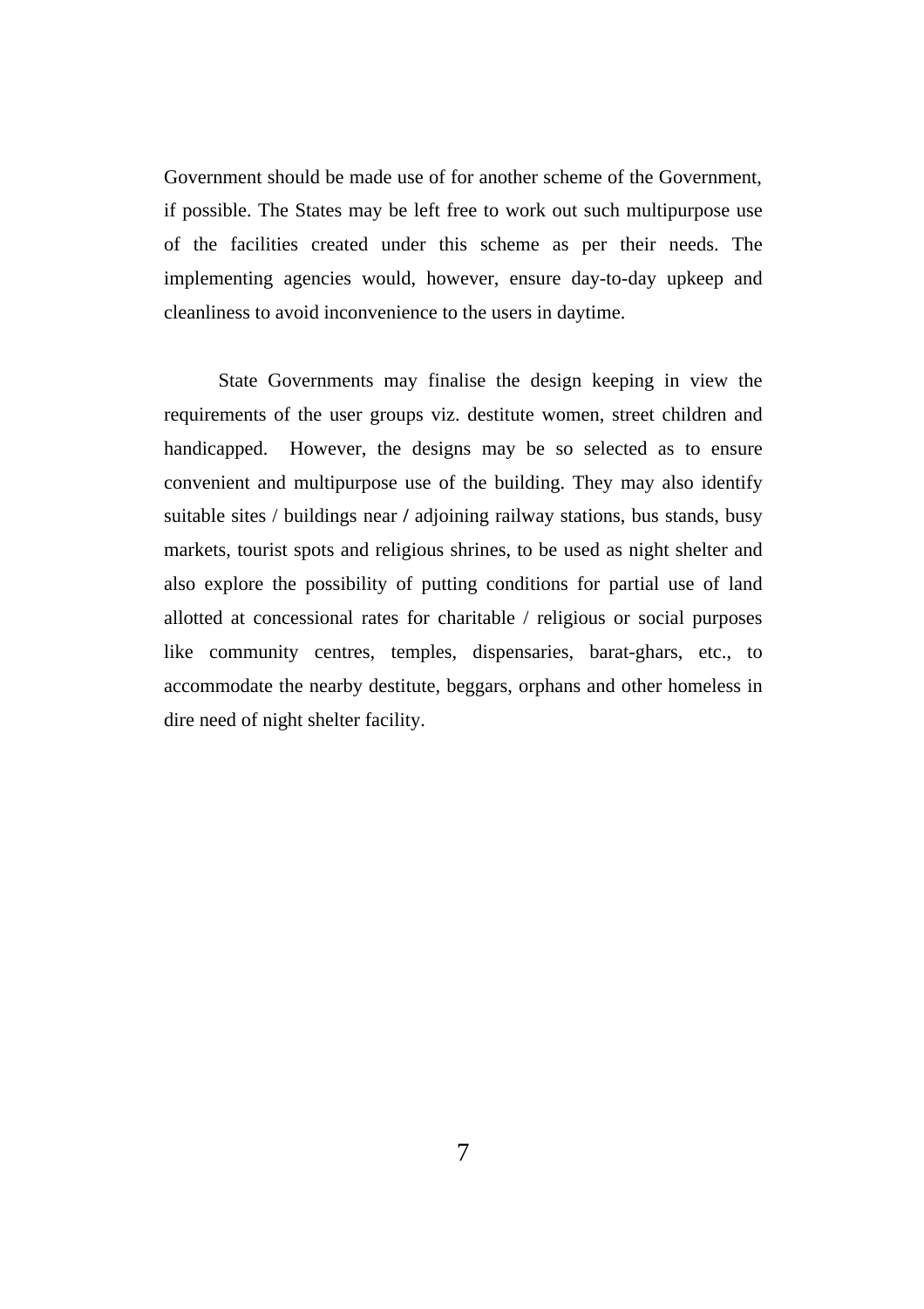Government should be made use of for another scheme of the Government, if possible. The States may be left free to work out such multipurpose use of the facilities created under this scheme as per their needs. The implementing agencies would, however, ensure day-to-day upkeep and cleanliness to avoid inconvenience to the users in daytime.

State Governments may finalise the design keeping in view the requirements of the user groups viz. destitute women, street children and handicapped. However, the designs may be so selected as to ensure convenient and multipurpose use of the building. They may also identify suitable sites / buildings near / adjoining railway stations, bus stands, busy markets, tourist spots and religious shrines, to be used as night shelter and also explore the possibility of putting conditions for partial use of land allotted at concessional rates for charitable / religious or social purposes like community centres, temples, dispensaries, barat-ghars, etc., to accommodate the nearby destitute, beggars, orphans and other homeless in dire need of night shelter facility.